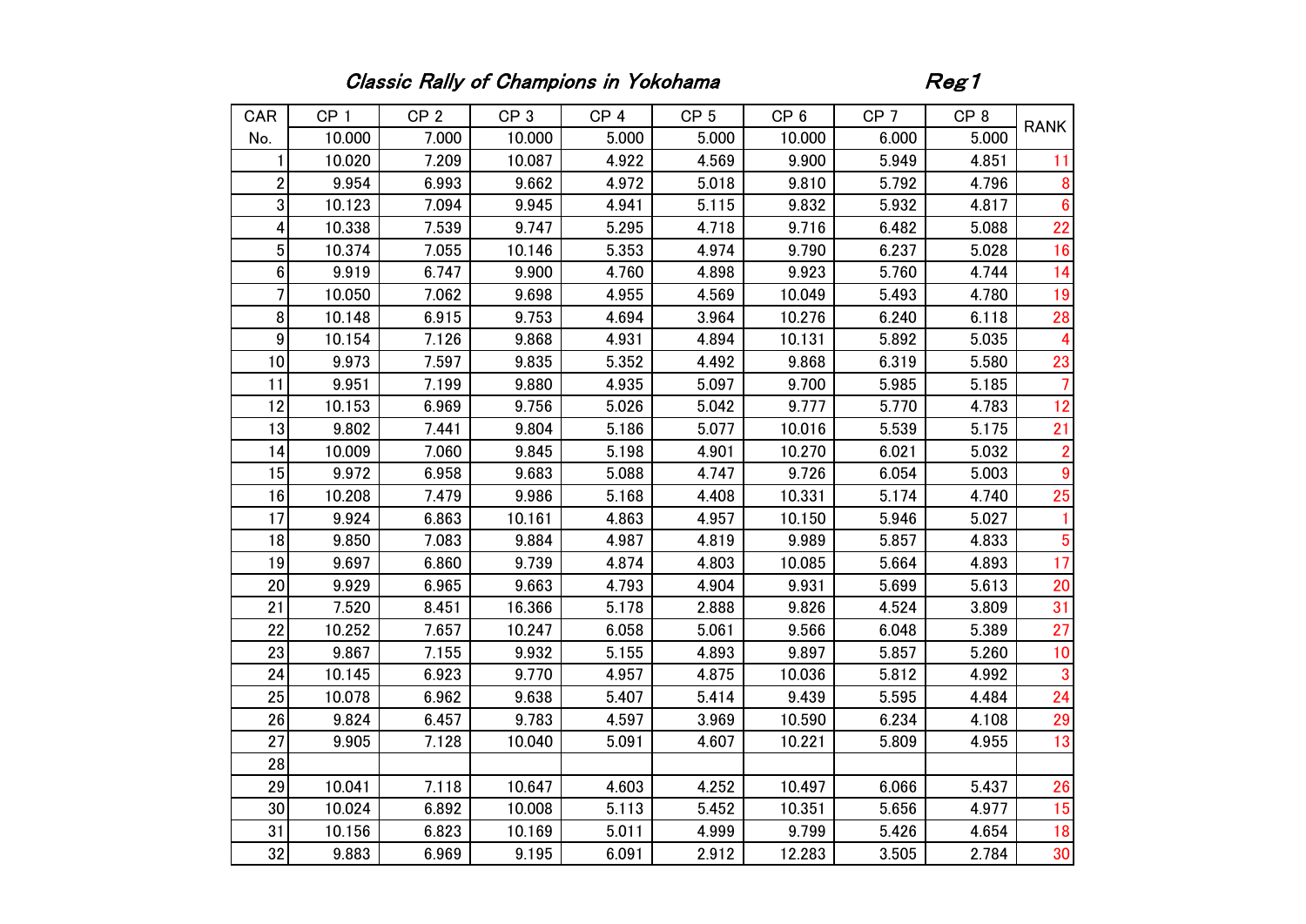## *Classic Rally of Champions in Yokohama*　　*Reg1*

| CAR No. | CP 1 | CP 2 | CP 3 | CP 4 | CP 5 | CP 6 | CP 7 | CP 8 | RANK |
|---|---|---|---|---|---|---|---|---|---|
| | 10.000 | 7.000 | 10.000 | 5.000 | 5.000 | 10.000 | 6.000 | 5.000 | |
| 1 | 10.020 | 7.209 | 10.087 | 4.922 | 4.569 | 9.900 | 5.949 | 4.851 | 11 |
| 2 | 9.954 | 6.993 | 9.662 | 4.972 | 5.018 | 9.810 | 5.792 | 4.796 | 8 |
| 3 | 10.123 | 7.094 | 9.945 | 4.941 | 5.115 | 9.832 | 5.932 | 4.817 | 6 |
| 4 | 10.338 | 7.539 | 9.747 | 5.295 | 4.718 | 9.716 | 6.482 | 5.088 | 22 |
| 5 | 10.374 | 7.055 | 10.146 | 5.353 | 4.974 | 9.790 | 6.237 | 5.028 | 16 |
| 6 | 9.919 | 6.747 | 9.900 | 4.760 | 4.898 | 9.923 | 5.760 | 4.744 | 14 |
| 7 | 10.050 | 7.062 | 9.698 | 4.955 | 4.569 | 10.049 | 5.493 | 4.780 | 19 |
| 8 | 10.148 | 6.915 | 9.753 | 4.694 | 3.964 | 10.276 | 6.240 | 6.118 | 28 |
| 9 | 10.154 | 7.126 | 9.868 | 4.931 | 4.894 | 10.131 | 5.892 | 5.035 | 4 |
| 10 | 9.973 | 7.597 | 9.835 | 5.352 | 4.492 | 9.868 | 6.319 | 5.580 | 23 |
| 11 | 9.951 | 7.199 | 9.880 | 4.935 | 5.097 | 9.700 | 5.985 | 5.185 | 7 |
| 12 | 10.153 | 6.969 | 9.756 | 5.026 | 5.042 | 9.777 | 5.770 | 4.783 | 12 |
| 13 | 9.802 | 7.441 | 9.804 | 5.186 | 5.077 | 10.016 | 5.539 | 5.175 | 21 |
| 14 | 10.009 | 7.060 | 9.845 | 5.198 | 4.901 | 10.270 | 6.021 | 5.032 | 2 |
| 15 | 9.972 | 6.958 | 9.683 | 5.088 | 4.747 | 9.726 | 6.054 | 5.003 | 9 |
| 16 | 10.208 | 7.479 | 9.986 | 5.168 | 4.408 | 10.331 | 5.174 | 4.740 | 25 |
| 17 | 9.924 | 6.863 | 10.161 | 4.863 | 4.957 | 10.150 | 5.946 | 5.027 | 1 |
| 18 | 9.850 | 7.083 | 9.884 | 4.987 | 4.819 | 9.989 | 5.857 | 4.833 | 5 |
| 19 | 9.697 | 6.860 | 9.739 | 4.874 | 4.803 | 10.085 | 5.664 | 4.893 | 17 |
| 20 | 9.929 | 6.965 | 9.663 | 4.793 | 4.904 | 9.931 | 5.699 | 5.613 | 20 |
| 21 | 7.520 | 8.451 | 16.366 | 5.178 | 2.888 | 9.826 | 4.524 | 3.809 | 31 |
| 22 | 10.252 | 7.657 | 10.247 | 6.058 | 5.061 | 9.566 | 6.048 | 5.389 | 27 |
| 23 | 9.867 | 7.155 | 9.932 | 5.155 | 4.893 | 9.897 | 5.857 | 5.260 | 10 |
| 24 | 10.145 | 6.923 | 9.770 | 4.957 | 4.875 | 10.036 | 5.812 | 4.992 | 3 |
| 25 | 10.078 | 6.962 | 9.638 | 5.407 | 5.414 | 9.439 | 5.595 | 4.484 | 24 |
| 26 | 9.824 | 6.457 | 9.783 | 4.597 | 3.969 | 10.590 | 6.234 | 4.108 | 29 |
| 27 | 9.905 | 7.128 | 10.040 | 5.091 | 4.607 | 10.221 | 5.809 | 4.955 | 13 |
| 28 | | | | | | | | | |
| 29 | 10.041 | 7.118 | 10.647 | 4.603 | 4.252 | 10.497 | 6.066 | 5.437 | 26 |
| 30 | 10.024 | 6.892 | 10.008 | 5.113 | 5.452 | 10.351 | 5.656 | 4.977 | 15 |
| 31 | 10.156 | 6.823 | 10.169 | 5.011 | 4.999 | 9.799 | 5.426 | 4.654 | 18 |
| 32 | 9.883 | 6.969 | 9.195 | 6.091 | 2.912 | 12.283 | 3.505 | 2.784 | 30 |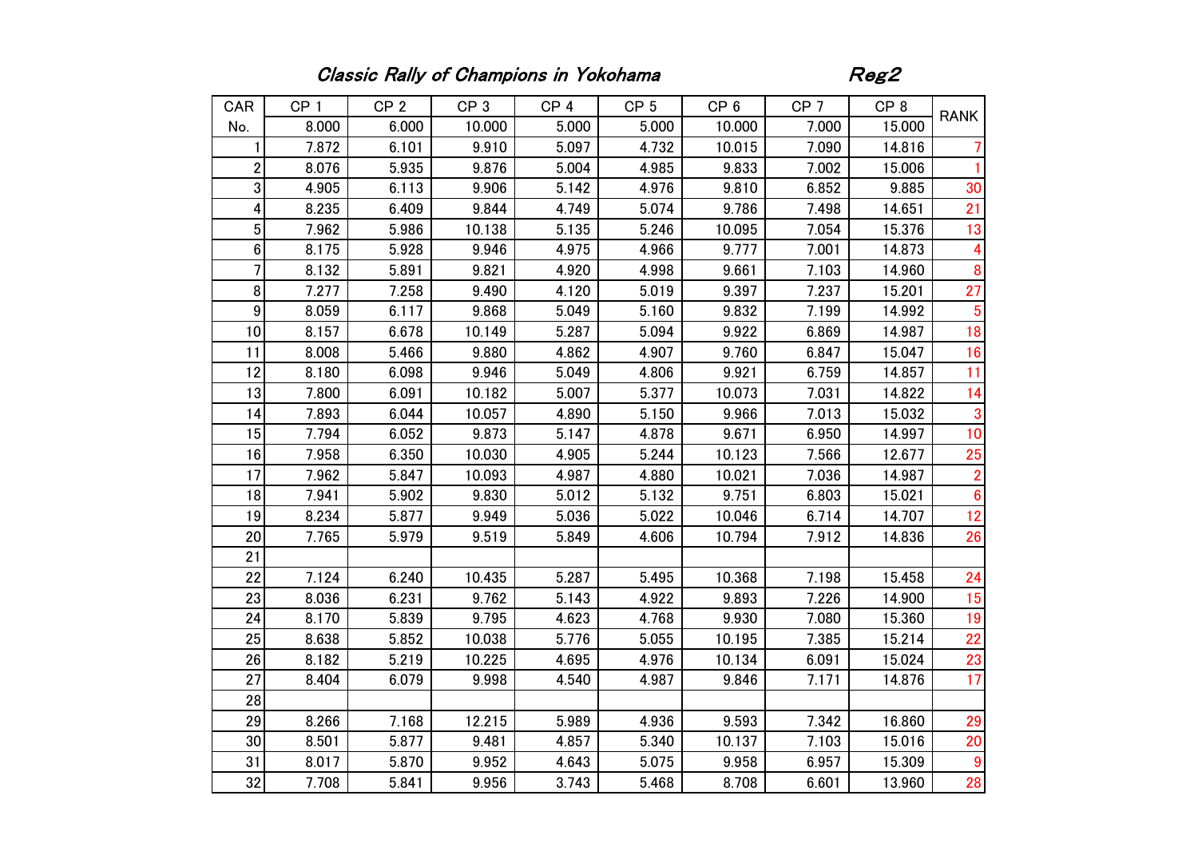*Classic Rally of Champions in Yokohama*　　　　*Reg2*

| CAR | CP 1 | CP 2 | CP 3 | CP 4 | CP 5 | CP 6 | CP 7 | CP 8 | RANK |
|---|---|---|---|---|---|---|---|---|---|
| No. | 8.000 | 6.000 | 10.000 | 5.000 | 5.000 | 10.000 | 7.000 | 15.000 | |
| 1 | 7.872 | 6.101 | 9.910 | 5.097 | 4.732 | 10.015 | 7.090 | 14.816 | 7 |
| 2 | 8.076 | 5.935 | 9.876 | 5.004 | 4.985 | 9.833 | 7.002 | 15.006 | 1 |
| 3 | 4.905 | 6.113 | 9.906 | 5.142 | 4.976 | 9.810 | 6.852 | 9.885 | 30 |
| 4 | 8.235 | 6.409 | 9.844 | 4.749 | 5.074 | 9.786 | 7.498 | 14.651 | 21 |
| 5 | 7.962 | 5.986 | 10.138 | 5.135 | 5.246 | 10.095 | 7.054 | 15.376 | 13 |
| 6 | 8.175 | 5.928 | 9.946 | 4.975 | 4.966 | 9.777 | 7.001 | 14.873 | 4 |
| 7 | 8.132 | 5.891 | 9.821 | 4.920 | 4.998 | 9.661 | 7.103 | 14.960 | 8 |
| 8 | 7.277 | 7.258 | 9.490 | 4.120 | 5.019 | 9.397 | 7.237 | 15.201 | 27 |
| 9 | 8.059 | 6.117 | 9.868 | 5.049 | 5.160 | 9.832 | 7.199 | 14.992 | 5 |
| 10 | 8.157 | 6.678 | 10.149 | 5.287 | 5.094 | 9.922 | 6.869 | 14.987 | 18 |
| 11 | 8.008 | 5.466 | 9.880 | 4.862 | 4.907 | 9.760 | 6.847 | 15.047 | 16 |
| 12 | 8.180 | 6.098 | 9.946 | 5.049 | 4.806 | 9.921 | 6.759 | 14.857 | 11 |
| 13 | 7.800 | 6.091 | 10.182 | 5.007 | 5.377 | 10.073 | 7.031 | 14.822 | 14 |
| 14 | 7.893 | 6.044 | 10.057 | 4.890 | 5.150 | 9.966 | 7.013 | 15.032 | 3 |
| 15 | 7.794 | 6.052 | 9.873 | 5.147 | 4.878 | 9.671 | 6.950 | 14.997 | 10 |
| 16 | 7.958 | 6.350 | 10.030 | 4.905 | 5.244 | 10.123 | 7.566 | 12.677 | 25 |
| 17 | 7.962 | 5.847 | 10.093 | 4.987 | 4.880 | 10.021 | 7.036 | 14.987 | 2 |
| 18 | 7.941 | 5.902 | 9.830 | 5.012 | 5.132 | 9.751 | 6.803 | 15.021 | 6 |
| 19 | 8.234 | 5.877 | 9.949 | 5.036 | 5.022 | 10.046 | 6.714 | 14.707 | 12 |
| 20 | 7.765 | 5.979 | 9.519 | 5.849 | 4.606 | 10.794 | 7.912 | 14.836 | 26 |
| 21 | | | | | | | | | |
| 22 | 7.124 | 6.240 | 10.435 | 5.287 | 5.495 | 10.368 | 7.198 | 15.458 | 24 |
| 23 | 8.036 | 6.231 | 9.762 | 5.143 | 4.922 | 9.893 | 7.226 | 14.900 | 15 |
| 24 | 8.170 | 5.839 | 9.795 | 4.623 | 4.768 | 9.930 | 7.080 | 15.360 | 19 |
| 25 | 8.638 | 5.852 | 10.038 | 5.776 | 5.055 | 10.195 | 7.385 | 15.214 | 22 |
| 26 | 8.182 | 5.219 | 10.225 | 4.695 | 4.976 | 10.134 | 6.091 | 15.024 | 23 |
| 27 | 8.404 | 6.079 | 9.998 | 4.540 | 4.987 | 9.846 | 7.171 | 14.876 | 17 |
| 28 | | | | | | | | | |
| 29 | 8.266 | 7.168 | 12.215 | 5.989 | 4.936 | 9.593 | 7.342 | 16.860 | 29 |
| 30 | 8.501 | 5.877 | 9.481 | 4.857 | 5.340 | 10.137 | 7.103 | 15.016 | 20 |
| 31 | 8.017 | 5.870 | 9.952 | 4.643 | 5.075 | 9.958 | 6.957 | 15.309 | 9 |
| 32 | 7.708 | 5.841 | 9.956 | 3.743 | 5.468 | 8.708 | 6.601 | 13.960 | 28 |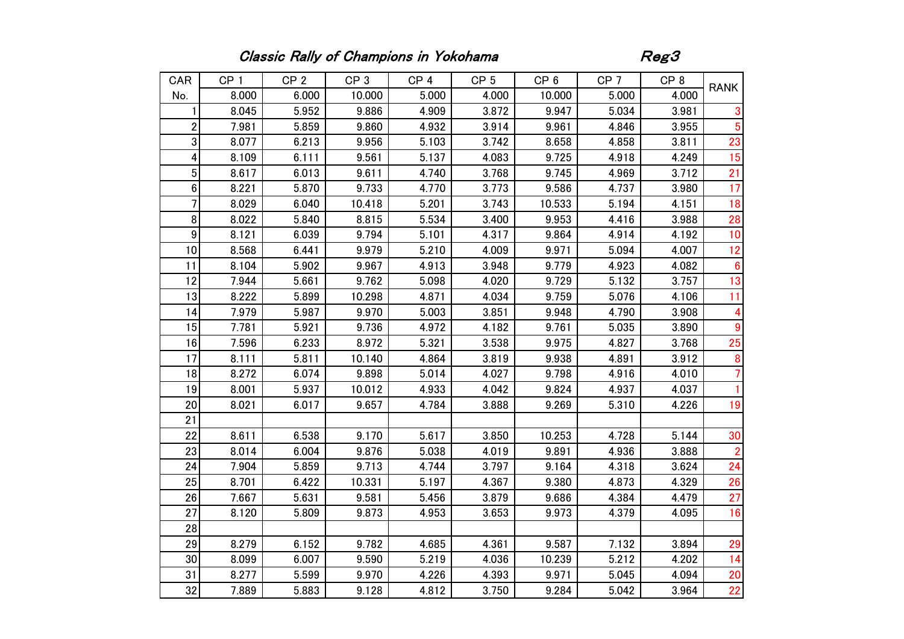*Classic Rally of Champions in Yokohama* *Reg3*

| CAR | CP 1 | CP 2 | CP 3 | CP 4 | CP 5 | CP 6 | CP 7 | CP 8 | RANK |
|---|---|---|---|---|---|---|---|---|---|
| No. | 8.000 | 6.000 | 10.000 | 5.000 | 4.000 | 10.000 | 5.000 | 4.000 | |
| 1 | 8.045 | 5.952 | 9.886 | 4.909 | 3.872 | 9.947 | 5.034 | 3.981 | 3 |
| 2 | 7.981 | 5.859 | 9.860 | 4.932 | 3.914 | 9.961 | 4.846 | 3.955 | 5 |
| 3 | 8.077 | 6.213 | 9.956 | 5.103 | 3.742 | 8.658 | 4.858 | 3.811 | 23 |
| 4 | 8.109 | 6.111 | 9.561 | 5.137 | 4.083 | 9.725 | 4.918 | 4.249 | 15 |
| 5 | 8.617 | 6.013 | 9.611 | 4.740 | 3.768 | 9.745 | 4.969 | 3.712 | 21 |
| 6 | 8.221 | 5.870 | 9.733 | 4.770 | 3.773 | 9.586 | 4.737 | 3.980 | 17 |
| 7 | 8.029 | 6.040 | 10.418 | 5.201 | 3.743 | 10.533 | 5.194 | 4.151 | 18 |
| 8 | 8.022 | 5.840 | 8.815 | 5.534 | 3.400 | 9.953 | 4.416 | 3.988 | 28 |
| 9 | 8.121 | 6.039 | 9.794 | 5.101 | 4.317 | 9.864 | 4.914 | 4.192 | 10 |
| 10 | 8.568 | 6.441 | 9.979 | 5.210 | 4.009 | 9.971 | 5.094 | 4.007 | 12 |
| 11 | 8.104 | 5.902 | 9.967 | 4.913 | 3.948 | 9.779 | 4.923 | 4.082 | 6 |
| 12 | 7.944 | 5.661 | 9.762 | 5.098 | 4.020 | 9.729 | 5.132 | 3.757 | 13 |
| 13 | 8.222 | 5.899 | 10.298 | 4.871 | 4.034 | 9.759 | 5.076 | 4.106 | 11 |
| 14 | 7.979 | 5.987 | 9.970 | 5.003 | 3.851 | 9.948 | 4.790 | 3.908 | 4 |
| 15 | 7.781 | 5.921 | 9.736 | 4.972 | 4.182 | 9.761 | 5.035 | 3.890 | 9 |
| 16 | 7.596 | 6.233 | 8.972 | 5.321 | 3.538 | 9.975 | 4.827 | 3.768 | 25 |
| 17 | 8.111 | 5.811 | 10.140 | 4.864 | 3.819 | 9.938 | 4.891 | 3.912 | 8 |
| 18 | 8.272 | 6.074 | 9.898 | 5.014 | 4.027 | 9.798 | 4.916 | 4.010 | 7 |
| 19 | 8.001 | 5.937 | 10.012 | 4.933 | 4.042 | 9.824 | 4.937 | 4.037 | 1 |
| 20 | 8.021 | 6.017 | 9.657 | 4.784 | 3.888 | 9.269 | 5.310 | 4.226 | 19 |
| 21 | | | | | | | | | |
| 22 | 8.611 | 6.538 | 9.170 | 5.617 | 3.850 | 10.253 | 4.728 | 5.144 | 30 |
| 23 | 8.014 | 6.004 | 9.876 | 5.038 | 4.019 | 9.891 | 4.936 | 3.888 | 2 |
| 24 | 7.904 | 5.859 | 9.713 | 4.744 | 3.797 | 9.164 | 4.318 | 3.624 | 24 |
| 25 | 8.701 | 6.422 | 10.331 | 5.197 | 4.367 | 9.380 | 4.873 | 4.329 | 26 |
| 26 | 7.667 | 5.631 | 9.581 | 5.456 | 3.879 | 9.686 | 4.384 | 4.479 | 27 |
| 27 | 8.120 | 5.809 | 9.873 | 4.953 | 3.653 | 9.973 | 4.379 | 4.095 | 16 |
| 28 | | | | | | | | | |
| 29 | 8.279 | 6.152 | 9.782 | 4.685 | 4.361 | 9.587 | 7.132 | 3.894 | 29 |
| 30 | 8.099 | 6.007 | 9.590 | 5.219 | 4.036 | 10.239 | 5.212 | 4.202 | 14 |
| 31 | 8.277 | 5.599 | 9.970 | 4.226 | 4.393 | 9.971 | 5.045 | 4.094 | 20 |
| 32 | 7.889 | 5.883 | 9.128 | 4.812 | 3.750 | 9.284 | 5.042 | 3.964 | 22 |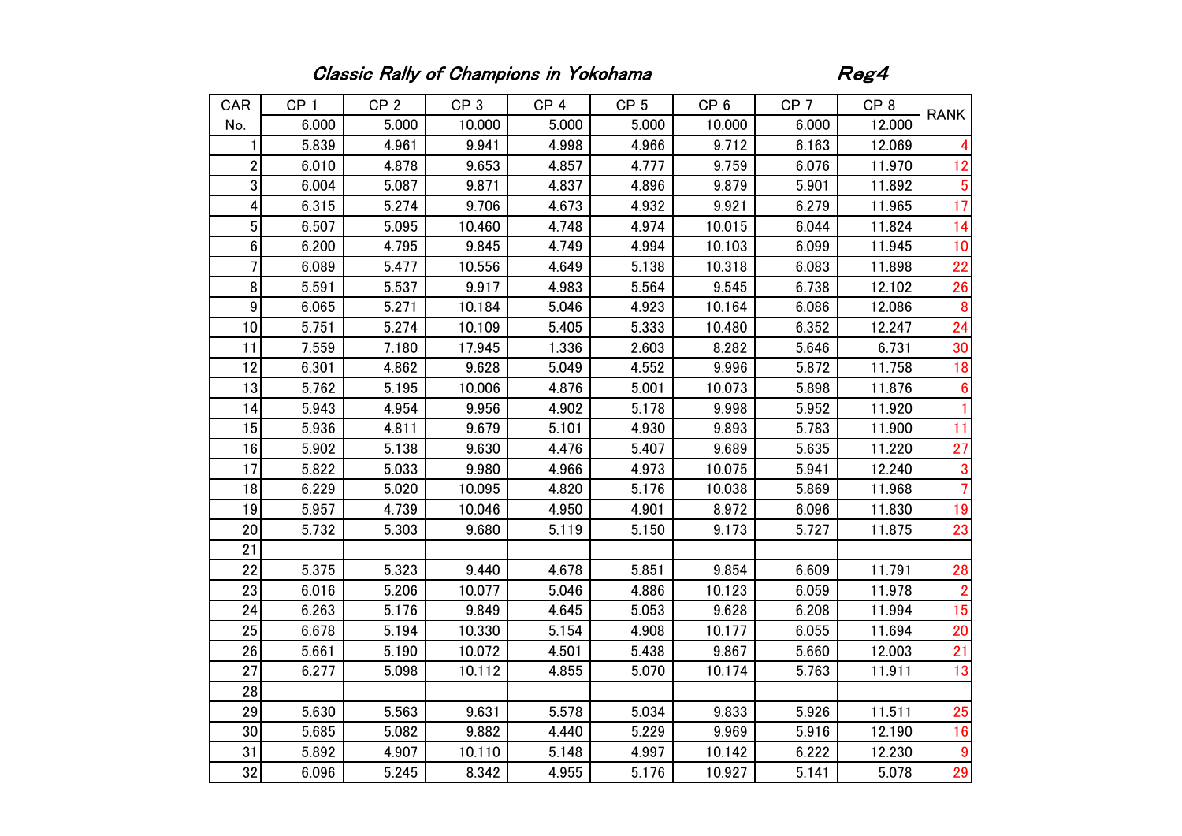*Classic Rally of Champions in Yokohama* *Reg4*

| CAR No. | CP 1 | CP 2 | CP 3 | CP 4 | CP 5 | CP 6 | CP 7 | CP 8 | RANK |
|---|---|---|---|---|---|---|---|---|---|
| | 6.000 | 5.000 | 10.000 | 5.000 | 5.000 | 10.000 | 6.000 | 12.000 | |
| 1 | 5.839 | 4.961 | 9.941 | 4.998 | 4.966 | 9.712 | 6.163 | 12.069 | 4 |
| 2 | 6.010 | 4.878 | 9.653 | 4.857 | 4.777 | 9.759 | 6.076 | 11.970 | 12 |
| 3 | 6.004 | 5.087 | 9.871 | 4.837 | 4.896 | 9.879 | 5.901 | 11.892 | 5 |
| 4 | 6.315 | 5.274 | 9.706 | 4.673 | 4.932 | 9.921 | 6.279 | 11.965 | 17 |
| 5 | 6.507 | 5.095 | 10.460 | 4.748 | 4.974 | 10.015 | 6.044 | 11.824 | 14 |
| 6 | 6.200 | 4.795 | 9.845 | 4.749 | 4.994 | 10.103 | 6.099 | 11.945 | 10 |
| 7 | 6.089 | 5.477 | 10.556 | 4.649 | 5.138 | 10.318 | 6.083 | 11.898 | 22 |
| 8 | 5.591 | 5.537 | 9.917 | 4.983 | 5.564 | 9.545 | 6.738 | 12.102 | 26 |
| 9 | 6.065 | 5.271 | 10.184 | 5.046 | 4.923 | 10.164 | 6.086 | 12.086 | 8 |
| 10 | 5.751 | 5.274 | 10.109 | 5.405 | 5.333 | 10.480 | 6.352 | 12.247 | 24 |
| 11 | 7.559 | 7.180 | 17.945 | 1.336 | 2.603 | 8.282 | 5.646 | 6.731 | 30 |
| 12 | 6.301 | 4.862 | 9.628 | 5.049 | 4.552 | 9.996 | 5.872 | 11.758 | 18 |
| 13 | 5.762 | 5.195 | 10.006 | 4.876 | 5.001 | 10.073 | 5.898 | 11.876 | 6 |
| 14 | 5.943 | 4.954 | 9.956 | 4.902 | 5.178 | 9.998 | 5.952 | 11.920 | 1 |
| 15 | 5.936 | 4.811 | 9.679 | 5.101 | 4.930 | 9.893 | 5.783 | 11.900 | 11 |
| 16 | 5.902 | 5.138 | 9.630 | 4.476 | 5.407 | 9.689 | 5.635 | 11.220 | 27 |
| 17 | 5.822 | 5.033 | 9.980 | 4.966 | 4.973 | 10.075 | 5.941 | 12.240 | 3 |
| 18 | 6.229 | 5.020 | 10.095 | 4.820 | 5.176 | 10.038 | 5.869 | 11.968 | 7 |
| 19 | 5.957 | 4.739 | 10.046 | 4.950 | 4.901 | 8.972 | 6.096 | 11.830 | 19 |
| 20 | 5.732 | 5.303 | 9.680 | 5.119 | 5.150 | 9.173 | 5.727 | 11.875 | 23 |
| 21 | | | | | | | | | |
| 22 | 5.375 | 5.323 | 9.440 | 4.678 | 5.851 | 9.854 | 6.609 | 11.791 | 28 |
| 23 | 6.016 | 5.206 | 10.077 | 5.046 | 4.886 | 10.123 | 6.059 | 11.978 | 2 |
| 24 | 6.263 | 5.176 | 9.849 | 4.645 | 5.053 | 9.628 | 6.208 | 11.994 | 15 |
| 25 | 6.678 | 5.194 | 10.330 | 5.154 | 4.908 | 10.177 | 6.055 | 11.694 | 20 |
| 26 | 5.661 | 5.190 | 10.072 | 4.501 | 5.438 | 9.867 | 5.660 | 12.003 | 21 |
| 27 | 6.277 | 5.098 | 10.112 | 4.855 | 5.070 | 10.174 | 5.763 | 11.911 | 13 |
| 28 | | | | | | | | | |
| 29 | 5.630 | 5.563 | 9.631 | 5.578 | 5.034 | 9.833 | 5.926 | 11.511 | 25 |
| 30 | 5.685 | 5.082 | 9.882 | 4.440 | 5.229 | 9.969 | 5.916 | 12.190 | 16 |
| 31 | 5.892 | 4.907 | 10.110 | 5.148 | 4.997 | 10.142 | 6.222 | 12.230 | 9 |
| 32 | 6.096 | 5.245 | 8.342 | 4.955 | 5.176 | 10.927 | 5.141 | 5.078 | 29 |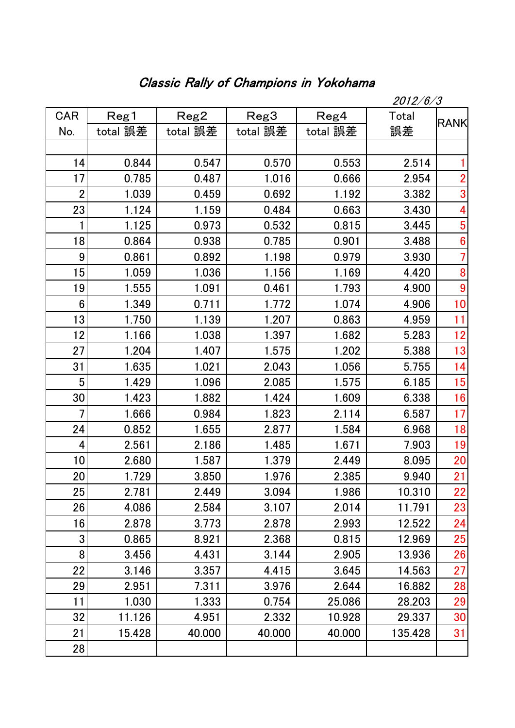# *Classic Rally of Champions in Yokohama*

2012/6/3

| CAR No. | Reg1 total 誤差 | Reg2 total 誤差 | Reg3 total 誤差 | Reg4 total 誤差 | Total 誤差 | RANK |
|---|---|---|---|---|---|---|
| | | | | | | |
| 14 | 0.844 | 0.547 | 0.570 | 0.553 | 2.514 | 1 |
| 17 | 0.785 | 0.487 | 1.016 | 0.666 | 2.954 | 2 |
| 2 | 1.039 | 0.459 | 0.692 | 1.192 | 3.382 | 3 |
| 23 | 1.124 | 1.159 | 0.484 | 0.663 | 3.430 | 4 |
| 1 | 1.125 | 0.973 | 0.532 | 0.815 | 3.445 | 5 |
| 18 | 0.864 | 0.938 | 0.785 | 0.901 | 3.488 | 6 |
| 9 | 0.861 | 0.892 | 1.198 | 0.979 | 3.930 | 7 |
| 15 | 1.059 | 1.036 | 1.156 | 1.169 | 4.420 | 8 |
| 19 | 1.555 | 1.091 | 0.461 | 1.793 | 4.900 | 9 |
| 6 | 1.349 | 0.711 | 1.772 | 1.074 | 4.906 | 10 |
| 13 | 1.750 | 1.139 | 1.207 | 0.863 | 4.959 | 11 |
| 12 | 1.166 | 1.038 | 1.397 | 1.682 | 5.283 | 12 |
| 27 | 1.204 | 1.407 | 1.575 | 1.202 | 5.388 | 13 |
| 31 | 1.635 | 1.021 | 2.043 | 1.056 | 5.755 | 14 |
| 5 | 1.429 | 1.096 | 2.085 | 1.575 | 6.185 | 15 |
| 30 | 1.423 | 1.882 | 1.424 | 1.609 | 6.338 | 16 |
| 7 | 1.666 | 0.984 | 1.823 | 2.114 | 6.587 | 17 |
| 24 | 0.852 | 1.655 | 2.877 | 1.584 | 6.968 | 18 |
| 4 | 2.561 | 2.186 | 1.485 | 1.671 | 7.903 | 19 |
| 10 | 2.680 | 1.587 | 1.379 | 2.449 | 8.095 | 20 |
| 20 | 1.729 | 3.850 | 1.976 | 2.385 | 9.940 | 21 |
| 25 | 2.781 | 2.449 | 3.094 | 1.986 | 10.310 | 22 |
| 26 | 4.086 | 2.584 | 3.107 | 2.014 | 11.791 | 23 |
| 16 | 2.878 | 3.773 | 2.878 | 2.993 | 12.522 | 24 |
| 3 | 0.865 | 8.921 | 2.368 | 0.815 | 12.969 | 25 |
| 8 | 3.456 | 4.431 | 3.144 | 2.905 | 13.936 | 26 |
| 22 | 3.146 | 3.357 | 4.415 | 3.645 | 14.563 | 27 |
| 29 | 2.951 | 7.311 | 3.976 | 2.644 | 16.882 | 28 |
| 11 | 1.030 | 1.333 | 0.754 | 25.086 | 28.203 | 29 |
| 32 | 11.126 | 4.951 | 2.332 | 10.928 | 29.337 | 30 |
| 21 | 15.428 | 40.000 | 40.000 | 40.000 | 135.428 | 31 |
| 28 | | | | | | |